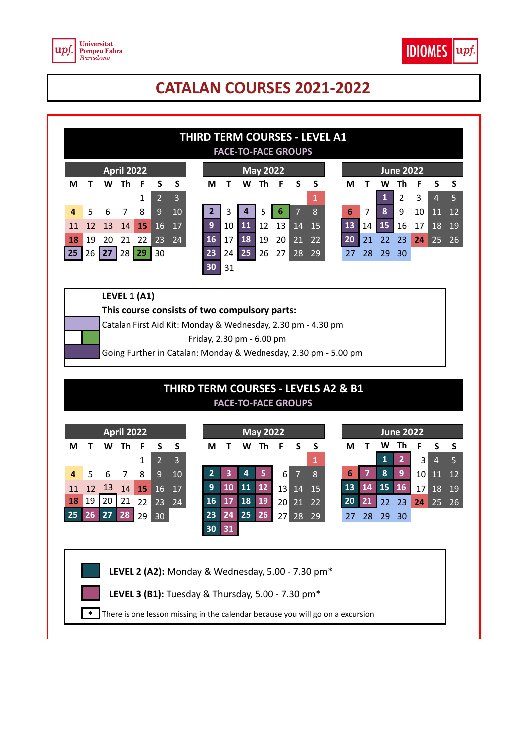Universitat Pompeu Fabra Barcelona

IDIOMES upf.

# CATALAN COURSES 2021-2022

## THIRD TERM COURSES - LEVEL A1

### FACE-TO-FACE GROUPS

**April 2022**

| M | T | W | Th | F | S | S |
|---|---|---|---|---|---|---|
| | | | | 1 | 2 | 3 |
| 4 | 5 | 6 | 7 | 8 | 9 | 10 |
| 11 | 12 | 13 | 14 | 15 | 16 | 17 |
| 18 | 19 | 20 | 21 | 22 | 23 | 24 |
| 25 | 26 | 27 | 28 | 29 | 30 | |

**May 2022**

| M | T | W | Th | F | S | S |
|---|---|---|---|---|---|---|
| | | | | | | 1 |
| 2 | 3 | 4 | 5 | 6 | 7 | 8 |
| 9 | 10 | 11 | 12 | 13 | 14 | 15 |
| 16 | 17 | 18 | 19 | 20 | 21 | 22 |
| 23 | 24 | 25 | 26 | 27 | 28 | 29 |
| 30 | 31 | | | | | |

**June 2022**

| M | T | W | Th | F | S | S |
|---|---|---|---|---|---|---|
| | | 1 | 2 | 3 | 4 | 5 |
| 6 | 7 | 8 | 9 | 10 | 11 | 12 |
| 13 | 14 | 15 | 16 | 17 | 18 | 19 |
| 20 | 21 | 22 | 23 | 24 | 25 | 26 |
| 27 | 28 | 29 | 30 | | | |

**LEVEL 1 (A1)**

**This course consists of two compulsory parts:**

Catalan First Aid Kit: Monday & Wednesday, 2.30 pm - 4.30 pm

Friday, 2.30 pm - 6.00 pm

Going Further in Catalan: Monday & Wednesday, 2.30 pm - 5.00 pm

## THIRD TERM COURSES - LEVELS A2 & B1

### FACE-TO-FACE GROUPS

**April 2022**

| M | T | W | Th | F | S | S |
|---|---|---|---|---|---|---|
| | | | | 1 | 2 | 3 |
| 4 | 5 | 6 | 7 | 8 | 9 | 10 |
| 11 | 12 | 13 | 14 | 15 | 16 | 17 |
| 18 | 19 | 20 | 21 | 22 | 23 | 24 |
| 25 | 26 | 27 | 28 | 29 | 30 | |

**May 2022**

| M | T | W | Th | F | S | S |
|---|---|---|---|---|---|---|
| | | | | | | 1 |
| 2 | 3 | 4 | 5 | 6 | 7 | 8 |
| 9 | 10 | 11 | 12 | 13 | 14 | 15 |
| 16 | 17 | 18 | 19 | 20 | 21 | 22 |
| 23 | 24 | 25 | 26 | 27 | 28 | 29 |
| 30 | 31 | | | | | |

**June 2022**

| M | T | W | Th | F | S | S |
|---|---|---|---|---|---|---|
| | | 1 | 2 | 3 | 4 | 5 |
| 6 | 7 | 8 | 9 | 10 | 11 | 12 |
| 13 | 14 | 15 | 16 | 17 | 18 | 19 |
| 20 | 21 | 22 | 23 | 24 | 25 | 26 |
| 27 | 28 | 29 | 30 | | | |

**LEVEL 2 (A2):** Monday & Wednesday, 5.00 - 7.30 pm*

**LEVEL 3 (B1):** Tuesday & Thursday, 5.00 - 7.30 pm*

* There is one lesson missing in the calendar because you will go on a excursion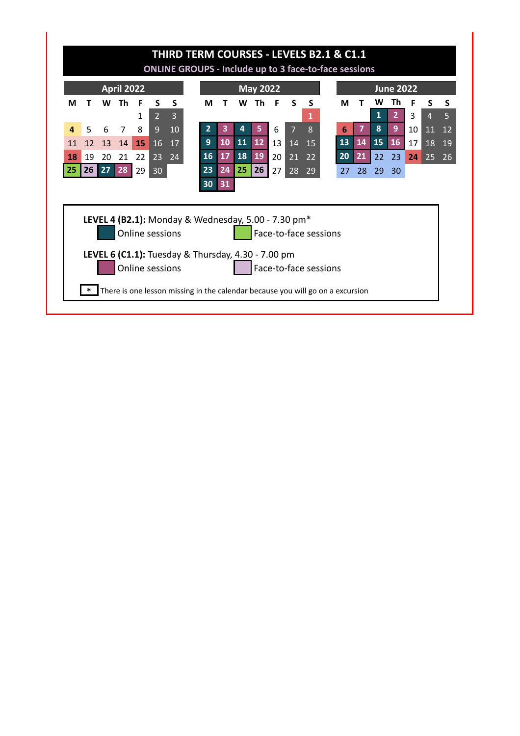# THIRD TERM COURSES - LEVELS B2.1 & C1.1

**ONLINE GROUPS - Include up to 3 face-to-face sessions**

**April 2022**

| M | T | W | Th | F | S | S |
|---|---|---|---|---|---|---|
| | | | | 1 | 2 | 3 |
| 4 | 5 | 6 | 7 | 8 | 9 | 10 |
| 11 | 12 | 13 | 14 | 15 | 16 | 17 |
| 18 | 19 | 20 | 21 | 22 | 23 | 24 |
| 25 | 26 | 27 | 28 | 29 | 30 | |

**May 2022**

| M | T | W | Th | F | S | S |
|---|---|---|---|---|---|---|
| | | | | | | 1 |
| 2 | 3 | 4 | 5 | 6 | 7 | 8 |
| 9 | 10 | 11 | 12 | 13 | 14 | 15 |
| 16 | 17 | 18 | 19 | 20 | 21 | 22 |
| 23 | 24 | 25 | 26 | 27 | 28 | 29 |
| 30 | 31 | | | | | |

**June 2022**

| M | T | W | Th | F | S | S |
|---|---|---|---|---|---|---|
| | | 1 | 2 | 3 | 4 | 5 |
| 6 | 7 | 8 | 9 | 10 | 11 | 12 |
| 13 | 14 | 15 | 16 | 17 | 18 | 19 |
| 20 | 21 | 22 | 23 | 24 | 25 | 26 |
| 27 | 28 | 29 | 30 | | | |

**LEVEL 4 (B2.1):** Monday & Wednesday, 5.00 - 7.30 pm*

Online sessions — Face-to-face sessions

**LEVEL 6 (C1.1):** Tuesday & Thursday, 4.30 - 7.00 pm

Online sessions — Face-to-face sessions

* There is one lesson missing in the calendar because you will go on a excursion